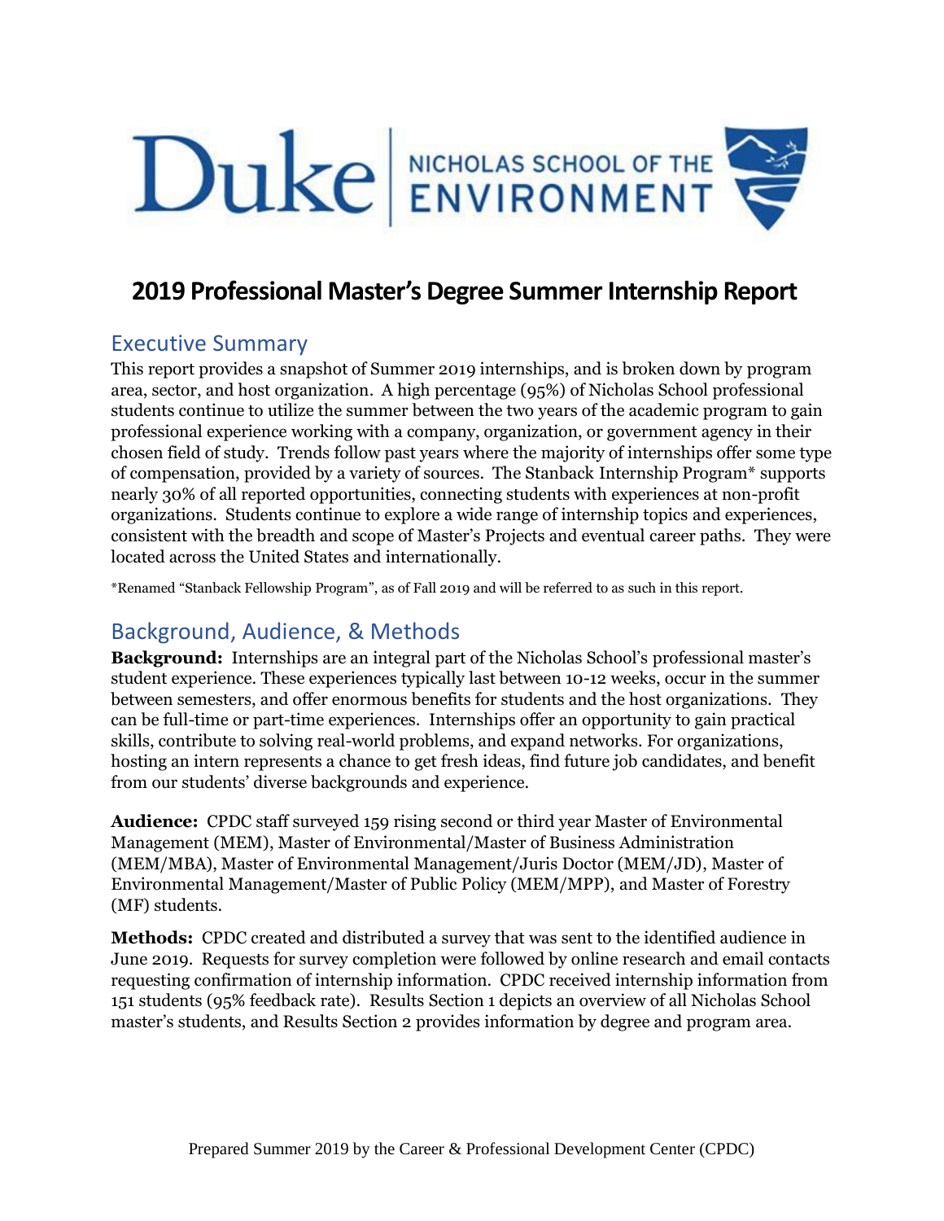Duke | NICHOLAS SCHOOL OF THE ENVIRONMENT

# 2019 Professional Master's Degree Summer Internship Report

## Executive Summary

This report provides a snapshot of Summer 2019 internships, and is broken down by program area, sector, and host organization. A high percentage (95%) of Nicholas School professional students continue to utilize the summer between the two years of the academic program to gain professional experience working with a company, organization, or government agency in their chosen field of study. Trends follow past years where the majority of internships offer some type of compensation, provided by a variety of sources. The Stanback Internship Program* supports nearly 30% of all reported opportunities, connecting students with experiences at non-profit organizations. Students continue to explore a wide range of internship topics and experiences, consistent with the breadth and scope of Master's Projects and eventual career paths. They were located across the United States and internationally.

*Renamed "Stanback Fellowship Program", as of Fall 2019 and will be referred to as such in this report.

## Background, Audience, & Methods

**Background:** Internships are an integral part of the Nicholas School's professional master's student experience. These experiences typically last between 10-12 weeks, occur in the summer between semesters, and offer enormous benefits for students and the host organizations. They can be full-time or part-time experiences. Internships offer an opportunity to gain practical skills, contribute to solving real-world problems, and expand networks. For organizations, hosting an intern represents a chance to get fresh ideas, find future job candidates, and benefit from our students' diverse backgrounds and experience.

**Audience:** CPDC staff surveyed 159 rising second or third year Master of Environmental Management (MEM), Master of Environmental/Master of Business Administration (MEM/MBA), Master of Environmental Management/Juris Doctor (MEM/JD), Master of Environmental Management/Master of Public Policy (MEM/MPP), and Master of Forestry (MF) students.

**Methods:** CPDC created and distributed a survey that was sent to the identified audience in June 2019. Requests for survey completion were followed by online research and email contacts requesting confirmation of internship information. CPDC received internship information from 151 students (95% feedback rate). Results Section 1 depicts an overview of all Nicholas School master's students, and Results Section 2 provides information by degree and program area.

Prepared Summer 2019 by the Career & Professional Development Center (CPDC)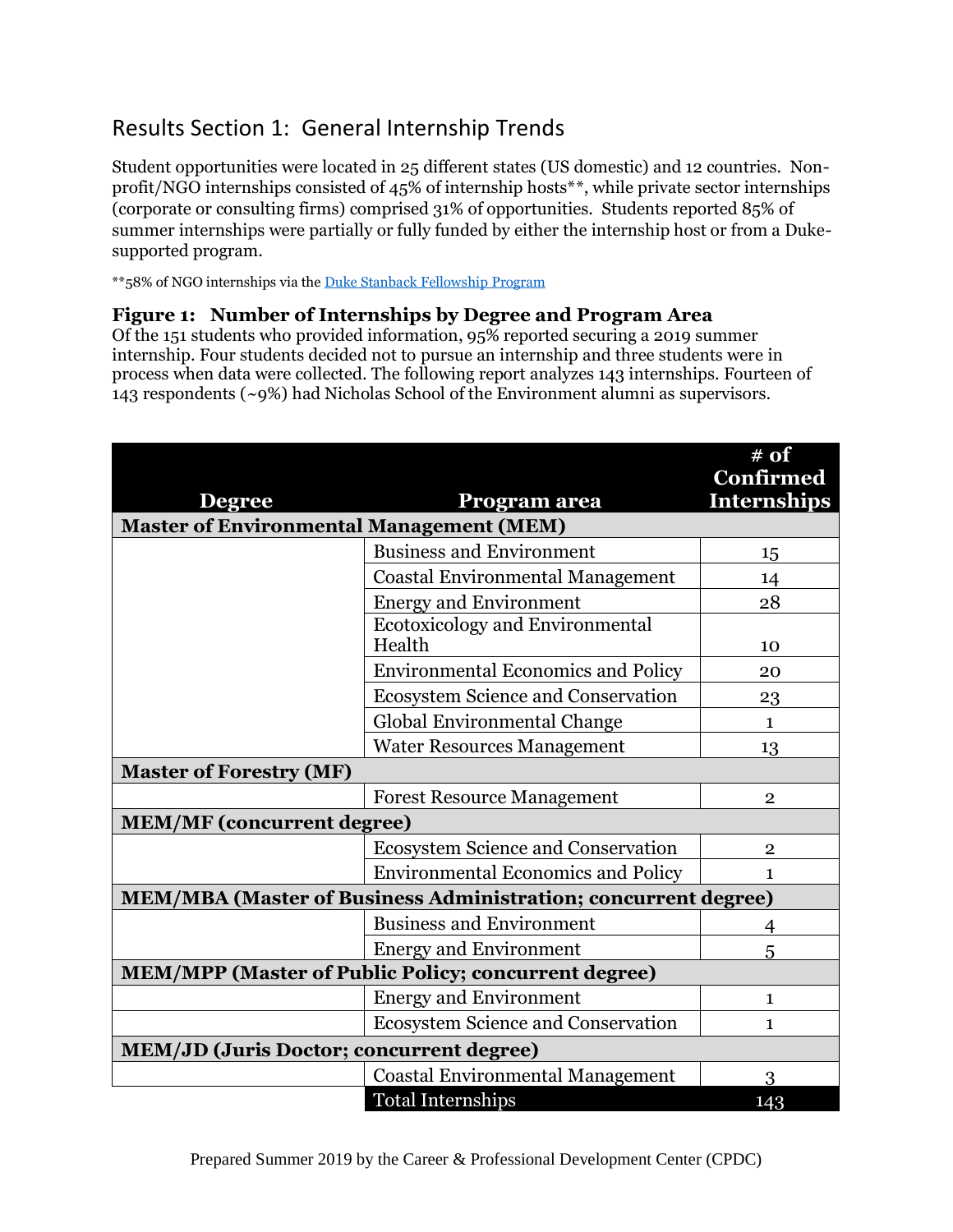## Results Section 1: General Internship Trends

Student opportunities were located in 25 different states (US domestic) and 12 countries. Non-profit/NGO internships consisted of 45% of internship hosts**, while private sector internships (corporate or consulting firms) comprised 31% of opportunities. Students reported 85% of summer internships were partially or fully funded by either the internship host or from a Duke-supported program.

**58% of NGO internships via the [Duke Stanback Fellowship Program]()

### Figure 1: Number of Internships by Degree and Program Area

Of the 151 students who provided information, 95% reported securing a 2019 summer internship. Four students decided not to pursue an internship and three students were in process when data were collected. The following report analyzes 143 internships. Fourteen of 143 respondents (~9%) had Nicholas School of the Environment alumni as supervisors.

| Degree | Program area | # of Confirmed Internships |
|---|---|---|
| **Master of Environmental Management (MEM)** | | |
| | Business and Environment | 15 |
| | Coastal Environmental Management | 14 |
| | Energy and Environment | 28 |
| | Ecotoxicology and Environmental Health | 10 |
| | Environmental Economics and Policy | 20 |
| | Ecosystem Science and Conservation | 23 |
| | Global Environmental Change | 1 |
| | Water Resources Management | 13 |
| **Master of Forestry (MF)** | | |
| | Forest Resource Management | 2 |
| **MEM/MF (concurrent degree)** | | |
| | Ecosystem Science and Conservation | 2 |
| | Environmental Economics and Policy | 1 |
| **MEM/MBA (Master of Business Administration; concurrent degree)** | | |
| | Business and Environment | 4 |
| | Energy and Environment | 5 |
| **MEM/MPP (Master of Public Policy; concurrent degree)** | | |
| | Energy and Environment | 1 |
| | Ecosystem Science and Conservation | 1 |
| **MEM/JD (Juris Doctor; concurrent degree)** | | |
| | Coastal Environmental Management | 3 |
| | Total Internships | 143 |

Prepared Summer 2019 by the Career & Professional Development Center (CPDC)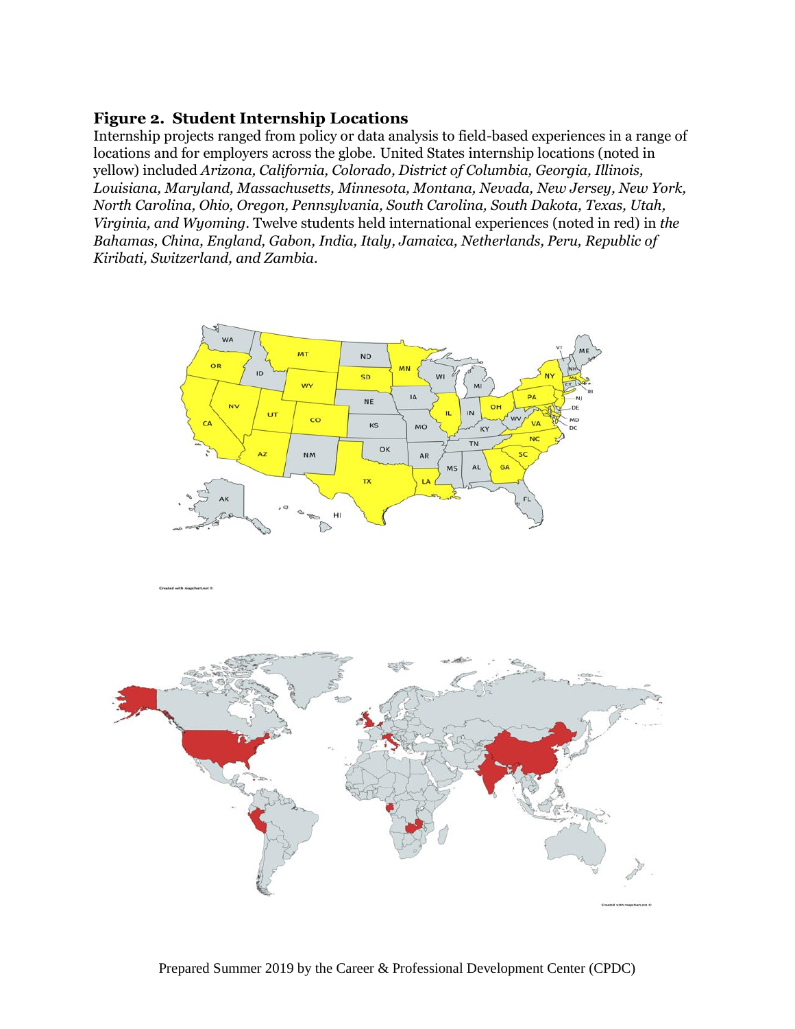## Figure 2. Student Internship Locations

Internship projects ranged from policy or data analysis to field-based experiences in a range of locations and for employers across the globe. United States internship locations (noted in yellow) included *Arizona, California, Colorado, District of Columbia, Georgia, Illinois, Louisiana, Maryland, Massachusetts, Minnesota, Montana, Nevada, New Jersey, New York, North Carolina, Ohio, Oregon, Pennsylvania, South Carolina, South Dakota, Texas, Utah, Virginia, and Wyoming*. Twelve students held international experiences (noted in red) in *the Bahamas, China, England, Gabon, India, Italy, Jamaica, Netherlands, Peru, Republic of Kiribati, Switzerland, and Zambia.*

Prepared Summer 2019 by the Career & Professional Development Center (CPDC)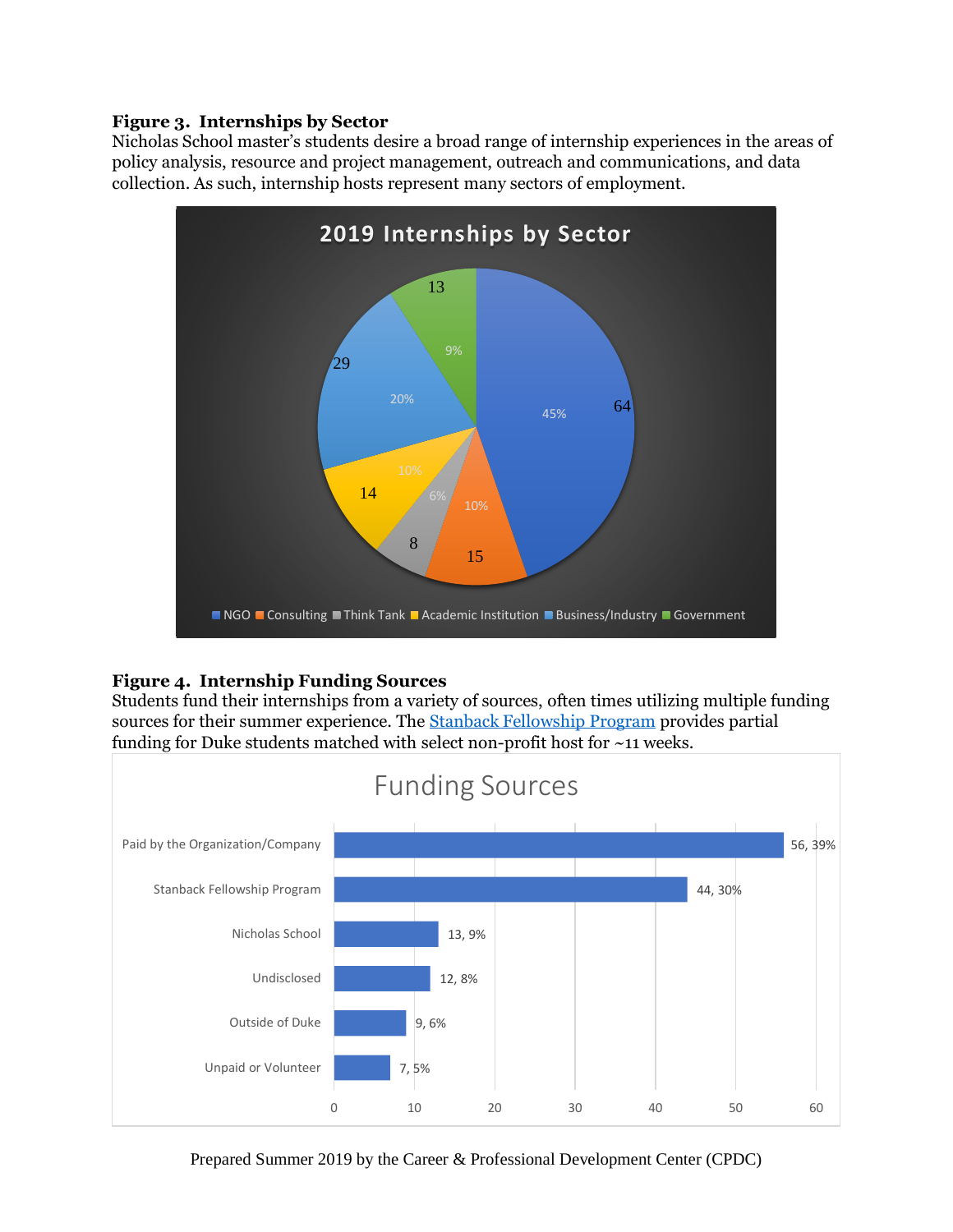**Figure 3. Internships by Sector**

Nicholas School master's students desire a broad range of internship experiences in the areas of policy analysis, resource and project management, outreach and communications, and data collection. As such, internship hosts represent many sectors of employment.

**2019 Internships by Sector**

| Sector | Count | Percent |
| --- | --- | --- |
| NGO | 64 | 45% |
| Consulting | 15 | 10% |
| Think Tank | 8 | 6% |
| Academic Institution | 14 | 10% |
| Business/Industry | 29 | 20% |
| Government | 13 | 9% |

**Figure 4. Internship Funding Sources**

Students fund their internships from a variety of sources, often times utilizing multiple funding sources for their summer experience. The [Stanback Fellowship Program](#) provides partial funding for Duke students matched with select non-profit host for ~11 weeks.

**Funding Sources**

| Source | Count | Percent |
| --- | --- | --- |
| Paid by the Organization/Company | 56 | 39% |
| Stanback Fellowship Program | 44 | 30% |
| Nicholas School | 13 | 9% |
| Undisclosed | 12 | 8% |
| Outside of Duke | 9 | 6% |
| Unpaid or Volunteer | 7 | 5% |

Prepared Summer 2019 by the Career & Professional Development Center (CPDC)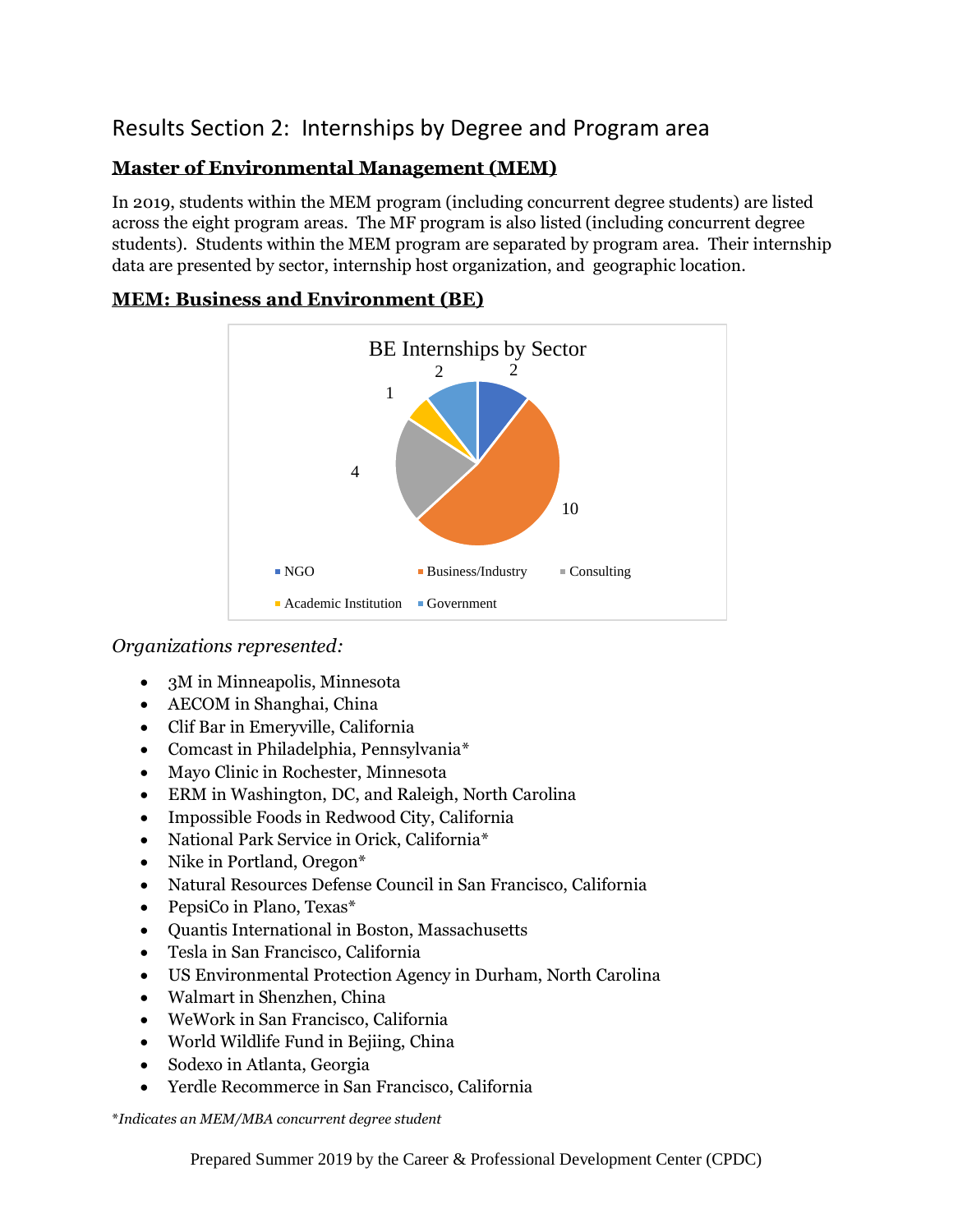# Results Section 2: Internships by Degree and Program area

## Master of Environmental Management (MEM)

In 2019, students within the MEM program (including concurrent degree students) are listed across the eight program areas. The MF program is also listed (including concurrent degree students). Students within the MEM program are separated by program area. Their internship data are presented by sector, internship host organization, and geographic location.

## MEM: Business and Environment (BE)

BE Internships by Sector

| Sector | Count |
| --- | --- |
| NGO | 2 |
| Business/Industry | 10 |
| Consulting | 4 |
| Academic Institution | 1 |
| Government | 2 |

*Organizations represented:*

- 3M in Minneapolis, Minnesota
- AECOM in Shanghai, China
- Clif Bar in Emeryville, California
- Comcast in Philadelphia, Pennsylvania*
- Mayo Clinic in Rochester, Minnesota
- ERM in Washington, DC, and Raleigh, North Carolina
- Impossible Foods in Redwood City, California
- National Park Service in Orick, California*
- Nike in Portland, Oregon*
- Natural Resources Defense Council in San Francisco, California
- PepsiCo in Plano, Texas*
- Quantis International in Boston, Massachusetts
- Tesla in San Francisco, California
- US Environmental Protection Agency in Durham, North Carolina
- Walmart in Shenzhen, China
- WeWork in San Francisco, California
- World Wildlife Fund in Bejiing, China
- Sodexo in Atlanta, Georgia
- Yerdle Recommerce in San Francisco, California

*\*Indicates an MEM/MBA concurrent degree student*

Prepared Summer 2019 by the Career & Professional Development Center (CPDC)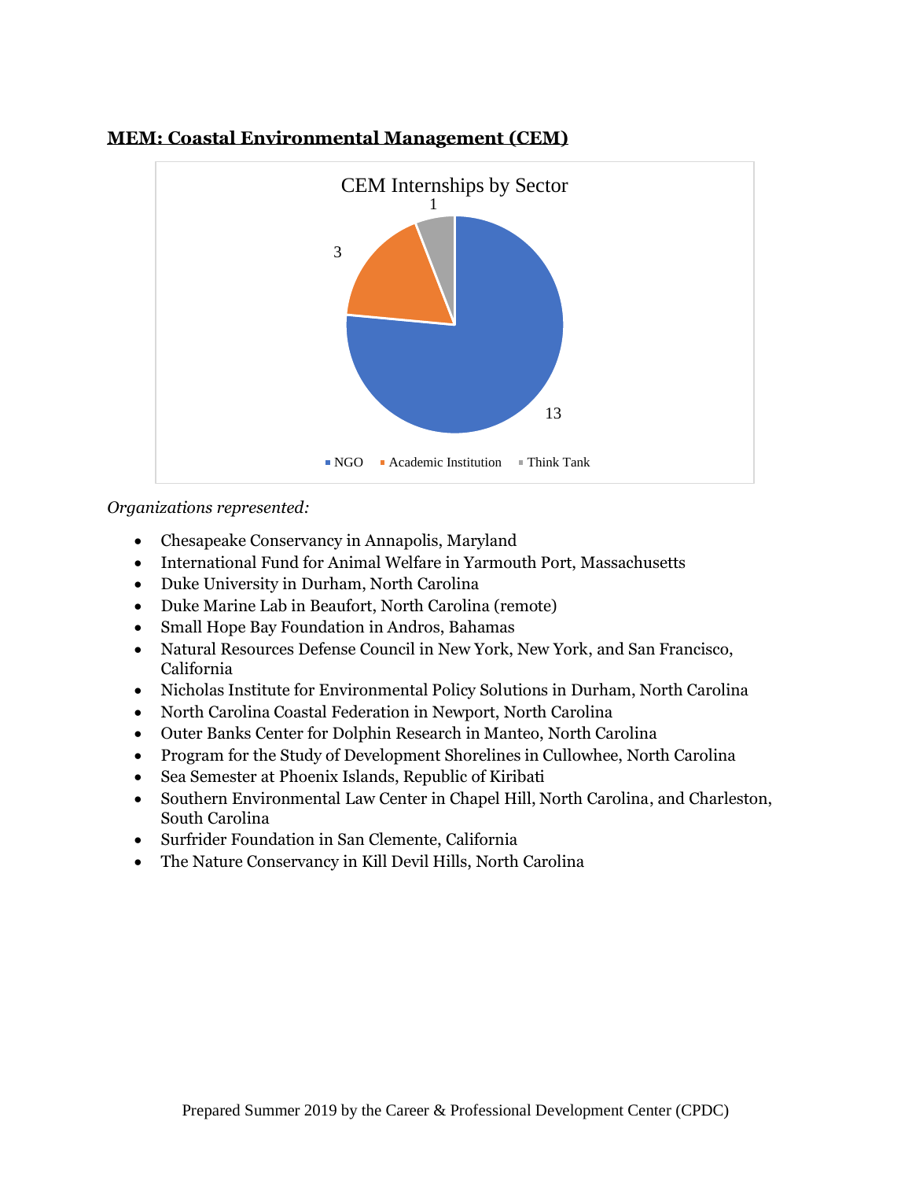## MEM: Coastal Environmental Management (CEM)

CEM Internships by Sector

| Sector | Count |
|---|---|
| NGO | 13 |
| Academic Institution | 3 |
| Think Tank | 1 |

*Organizations represented:*

- Chesapeake Conservancy in Annapolis, Maryland
- International Fund for Animal Welfare in Yarmouth Port, Massachusetts
- Duke University in Durham, North Carolina
- Duke Marine Lab in Beaufort, North Carolina (remote)
- Small Hope Bay Foundation in Andros, Bahamas
- Natural Resources Defense Council in New York, New York, and San Francisco, California
- Nicholas Institute for Environmental Policy Solutions in Durham, North Carolina
- North Carolina Coastal Federation in Newport, North Carolina
- Outer Banks Center for Dolphin Research in Manteo, North Carolina
- Program for the Study of Development Shorelines in Cullowhee, North Carolina
- Sea Semester at Phoenix Islands, Republic of Kiribati
- Southern Environmental Law Center in Chapel Hill, North Carolina, and Charleston, South Carolina
- Surfrider Foundation in San Clemente, California
- The Nature Conservancy in Kill Devil Hills, North Carolina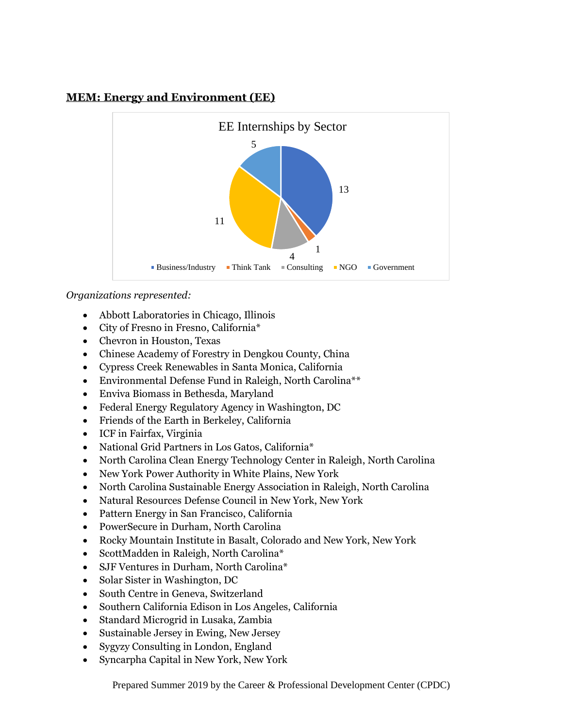## MEM: Energy and Environment (EE)

EE Internships by Sector

| Sector | Count |
| --- | --- |
| Business/Industry | 13 |
| Think Tank | 1 |
| Consulting | 4 |
| NGO | 11 |
| Government | 5 |

*Organizations represented:*

- Abbott Laboratories in Chicago, Illinois
- City of Fresno in Fresno, California*
- Chevron in Houston, Texas
- Chinese Academy of Forestry in Dengkou County, China
- Cypress Creek Renewables in Santa Monica, California
- Environmental Defense Fund in Raleigh, North Carolina**
- Enviva Biomass in Bethesda, Maryland
- Federal Energy Regulatory Agency in Washington, DC
- Friends of the Earth in Berkeley, California
- ICF in Fairfax, Virginia
- National Grid Partners in Los Gatos, California*
- North Carolina Clean Energy Technology Center in Raleigh, North Carolina
- New York Power Authority in White Plains, New York
- North Carolina Sustainable Energy Association in Raleigh, North Carolina
- Natural Resources Defense Council in New York, New York
- Pattern Energy in San Francisco, California
- PowerSecure in Durham, North Carolina
- Rocky Mountain Institute in Basalt, Colorado and New York, New York
- ScottMadden in Raleigh, North Carolina*
- SJF Ventures in Durham, North Carolina*
- Solar Sister in Washington, DC
- South Centre in Geneva, Switzerland
- Southern California Edison in Los Angeles, California
- Standard Microgrid in Lusaka, Zambia
- Sustainable Jersey in Ewing, New Jersey
- Sygyzy Consulting in London, England
- Syncarpha Capital in New York, New York

Prepared Summer 2019 by the Career & Professional Development Center (CPDC)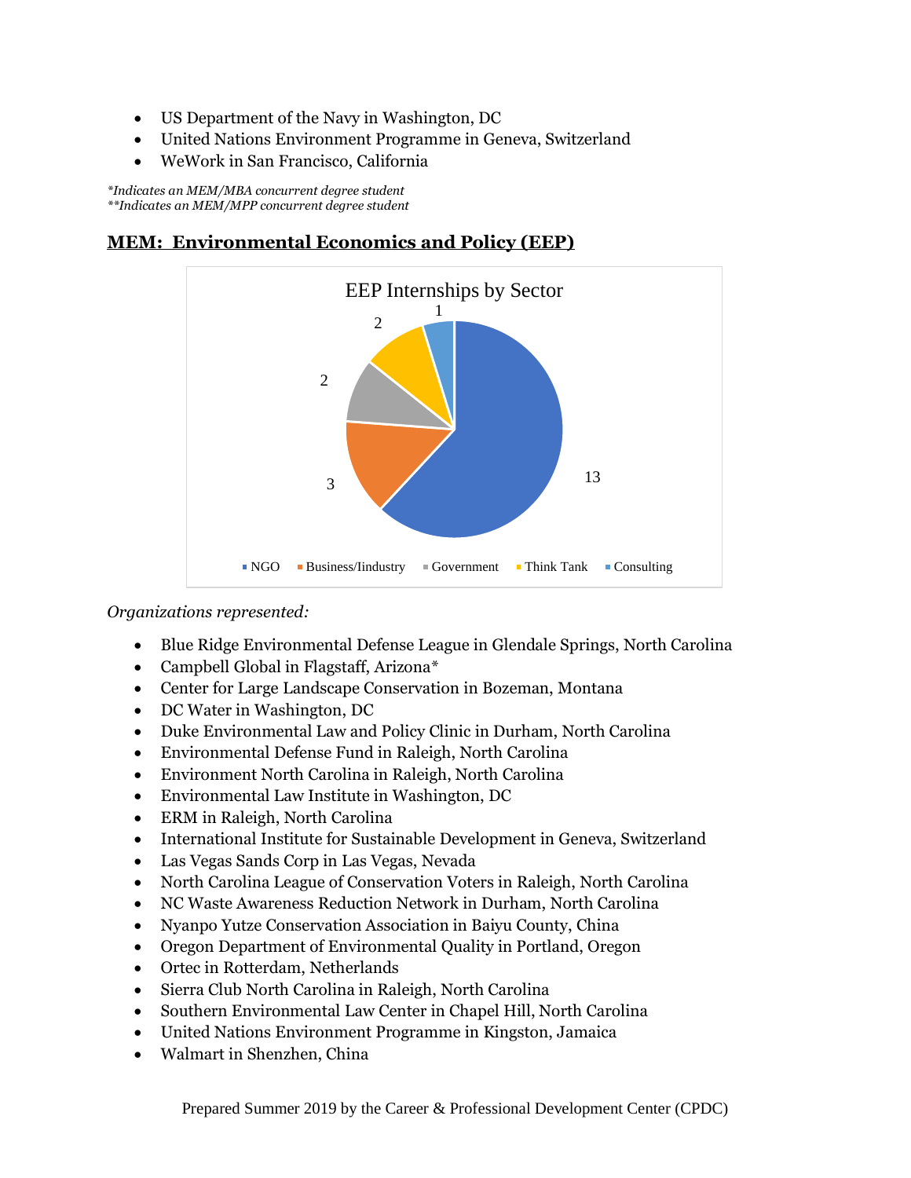- US Department of the Navy in Washington, DC
- United Nations Environment Programme in Geneva, Switzerland
- WeWork in San Francisco, California

*\*Indicates an MEM/MBA concurrent degree student*
*\*\*Indicates an MEM/MPP concurrent degree student*

## MEM: Environmental Economics and Policy (EEP)

EEP Internships by Sector

| Sector | Count |
|---|---|
| NGO | 13 |
| Business/Iindustry | 3 |
| Government | 2 |
| Think Tank | 2 |
| Consulting | 1 |

*Organizations represented:*

- Blue Ridge Environmental Defense League in Glendale Springs, North Carolina
- Campbell Global in Flagstaff, Arizona*
- Center for Large Landscape Conservation in Bozeman, Montana
- DC Water in Washington, DC
- Duke Environmental Law and Policy Clinic in Durham, North Carolina
- Environmental Defense Fund in Raleigh, North Carolina
- Environment North Carolina in Raleigh, North Carolina
- Environmental Law Institute in Washington, DC
- ERM in Raleigh, North Carolina
- International Institute for Sustainable Development in Geneva, Switzerland
- Las Vegas Sands Corp in Las Vegas, Nevada
- North Carolina League of Conservation Voters in Raleigh, North Carolina
- NC Waste Awareness Reduction Network in Durham, North Carolina
- Nyanpo Yutze Conservation Association in Baiyu County, China
- Oregon Department of Environmental Quality in Portland, Oregon
- Ortec in Rotterdam, Netherlands
- Sierra Club North Carolina in Raleigh, North Carolina
- Southern Environmental Law Center in Chapel Hill, North Carolina
- United Nations Environment Programme in Kingston, Jamaica
- Walmart in Shenzhen, China

Prepared Summer 2019 by the Career & Professional Development Center (CPDC)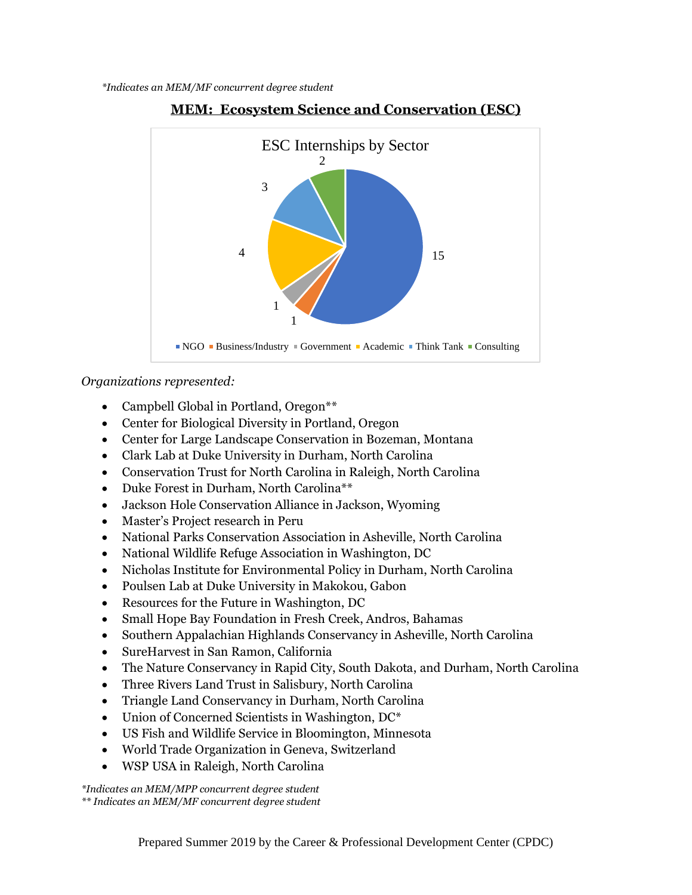*\*Indicates an MEM/MF concurrent degree student*

## MEM: Ecosystem Science and Conservation (ESC)

ESC Internships by Sector

| Sector | Count |
|---|---|
| NGO | 15 |
| Business/Industry | 1 |
| Government | 1 |
| Academic | 4 |
| Think Tank | 3 |
| Consulting | 2 |

*Organizations represented:*

- Campbell Global in Portland, Oregon**
- Center for Biological Diversity in Portland, Oregon
- Center for Large Landscape Conservation in Bozeman, Montana
- Clark Lab at Duke University in Durham, North Carolina
- Conservation Trust for North Carolina in Raleigh, North Carolina
- Duke Forest in Durham, North Carolina**
- Jackson Hole Conservation Alliance in Jackson, Wyoming
- Master's Project research in Peru
- National Parks Conservation Association in Asheville, North Carolina
- National Wildlife Refuge Association in Washington, DC
- Nicholas Institute for Environmental Policy in Durham, North Carolina
- Poulsen Lab at Duke University in Makokou, Gabon
- Resources for the Future in Washington, DC
- Small Hope Bay Foundation in Fresh Creek, Andros, Bahamas
- Southern Appalachian Highlands Conservancy in Asheville, North Carolina
- SureHarvest in San Ramon, California
- The Nature Conservancy in Rapid City, South Dakota, and Durham, North Carolina
- Three Rivers Land Trust in Salisbury, North Carolina
- Triangle Land Conservancy in Durham, North Carolina
- Union of Concerned Scientists in Washington, DC*
- US Fish and Wildlife Service in Bloomington, Minnesota
- World Trade Organization in Geneva, Switzerland
- WSP USA in Raleigh, North Carolina

*\*Indicates an MEM/MPP concurrent degree student*
*\*\* Indicates an MEM/MF concurrent degree student*

Prepared Summer 2019 by the Career & Professional Development Center (CPDC)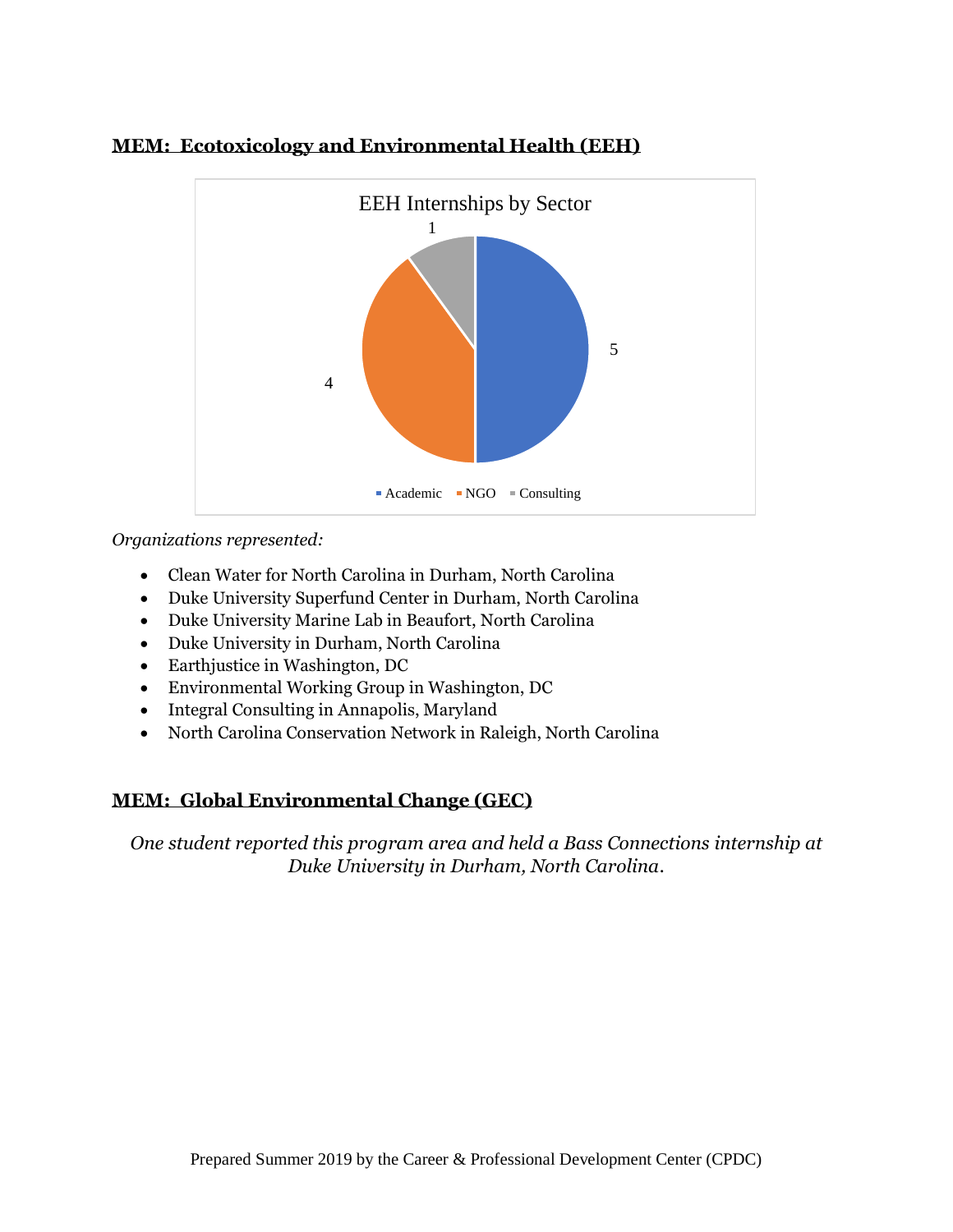## MEM: Ecotoxicology and Environmental Health (EEH)

EEH Internships by Sector

| Sector | Count |
| --- | --- |
| Academic | 5 |
| NGO | 4 |
| Consulting | 1 |

*Organizations represented:*

- Clean Water for North Carolina in Durham, North Carolina
- Duke University Superfund Center in Durham, North Carolina
- Duke University Marine Lab in Beaufort, North Carolina
- Duke University in Durham, North Carolina
- Earthjustice in Washington, DC
- Environmental Working Group in Washington, DC
- Integral Consulting in Annapolis, Maryland
- North Carolina Conservation Network in Raleigh, North Carolina

## MEM: Global Environmental Change (GEC)

*One student reported this program area and held a Bass Connections internship at Duke University in Durham, North Carolina.*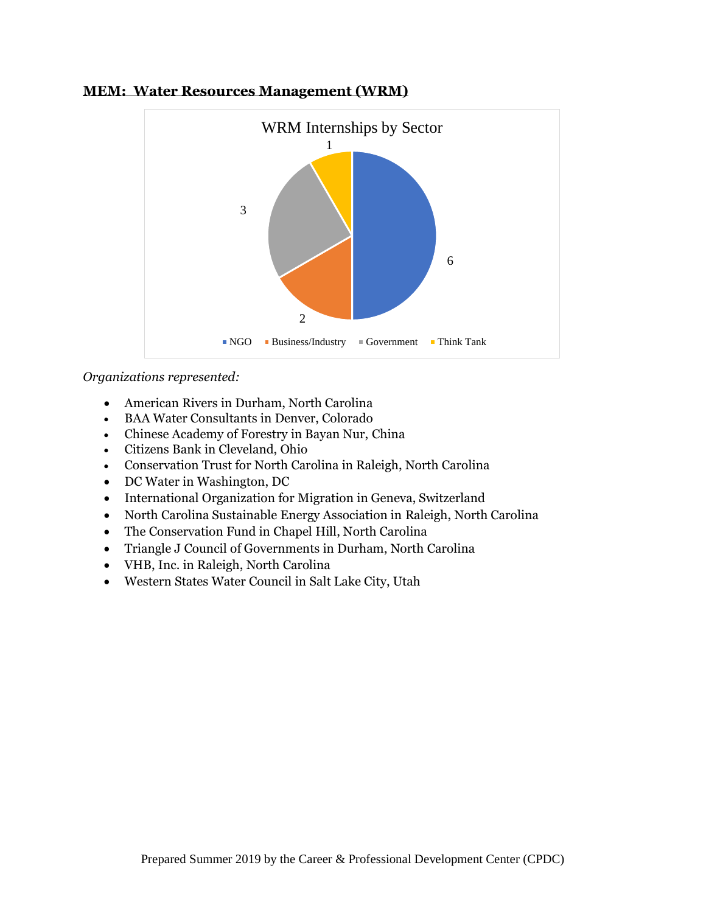## MEM: Water Resources Management (WRM)

WRM Internships by Sector

| Sector | Count |
|---|---|
| NGO | 6 |
| Business/Industry | 2 |
| Government | 3 |
| Think Tank | 1 |

*Organizations represented:*

- American Rivers in Durham, North Carolina
- BAA Water Consultants in Denver, Colorado
- Chinese Academy of Forestry in Bayan Nur, China
- Citizens Bank in Cleveland, Ohio
- Conservation Trust for North Carolina in Raleigh, North Carolina
- DC Water in Washington, DC
- International Organization for Migration in Geneva, Switzerland
- North Carolina Sustainable Energy Association in Raleigh, North Carolina
- The Conservation Fund in Chapel Hill, North Carolina
- Triangle J Council of Governments in Durham, North Carolina
- VHB, Inc. in Raleigh, North Carolina
- Western States Water Council in Salt Lake City, Utah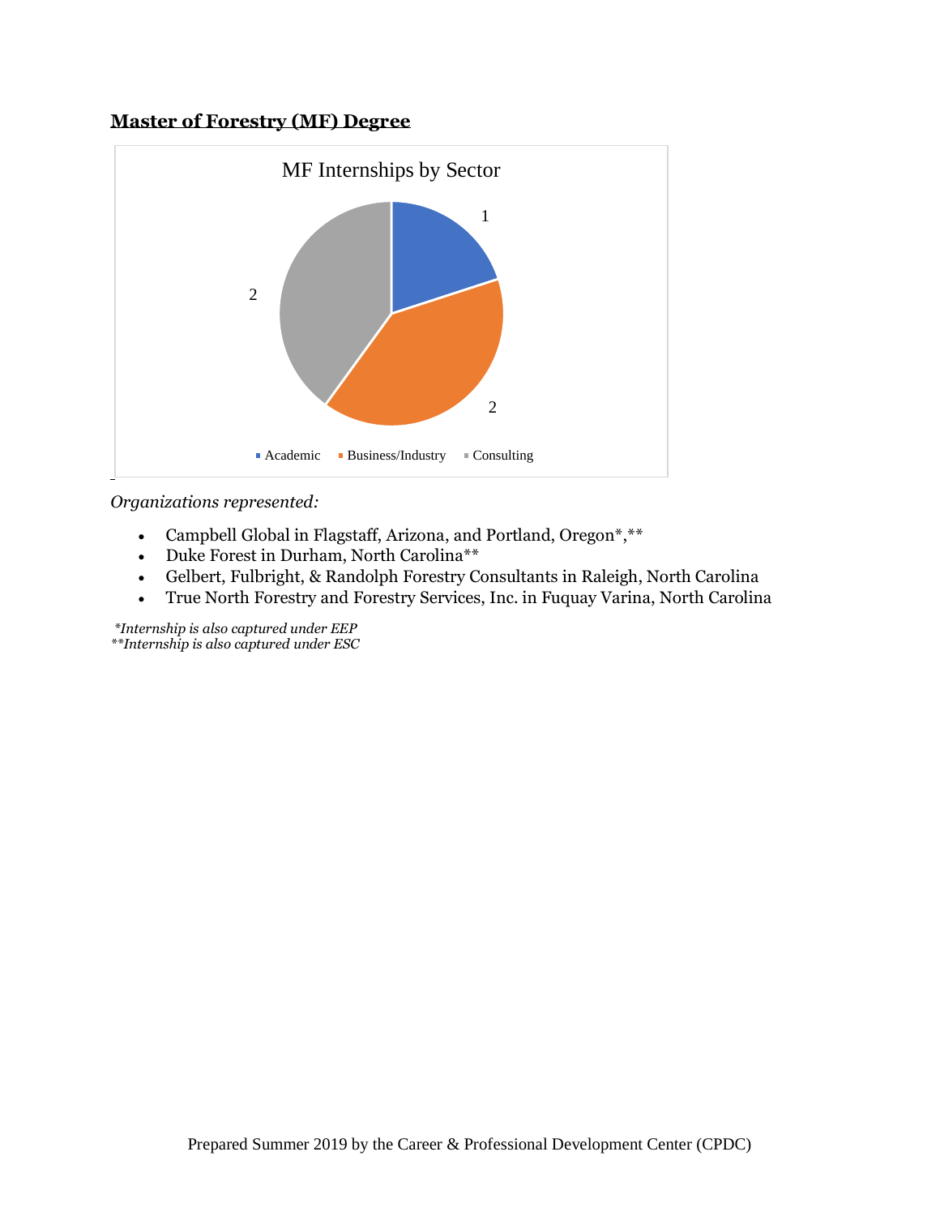## Master of Forestry (MF) Degree

MF Internships by Sector

1

2

2

Academic
Business/Industry
Consulting

*Organizations represented:*

- Campbell Global in Flagstaff, Arizona, and Portland, Oregon*,**
- Duke Forest in Durham, North Carolina**
- Gelbert, Fulbright, & Randolph Forestry Consultants in Raleigh, North Carolina
- True North Forestry and Forestry Services, Inc. in Fuquay Varina, North Carolina

*\*Internship is also captured under EEP*
*\*\*Internship is also captured under ESC*

Prepared Summer 2019 by the Career & Professional Development Center (CPDC)